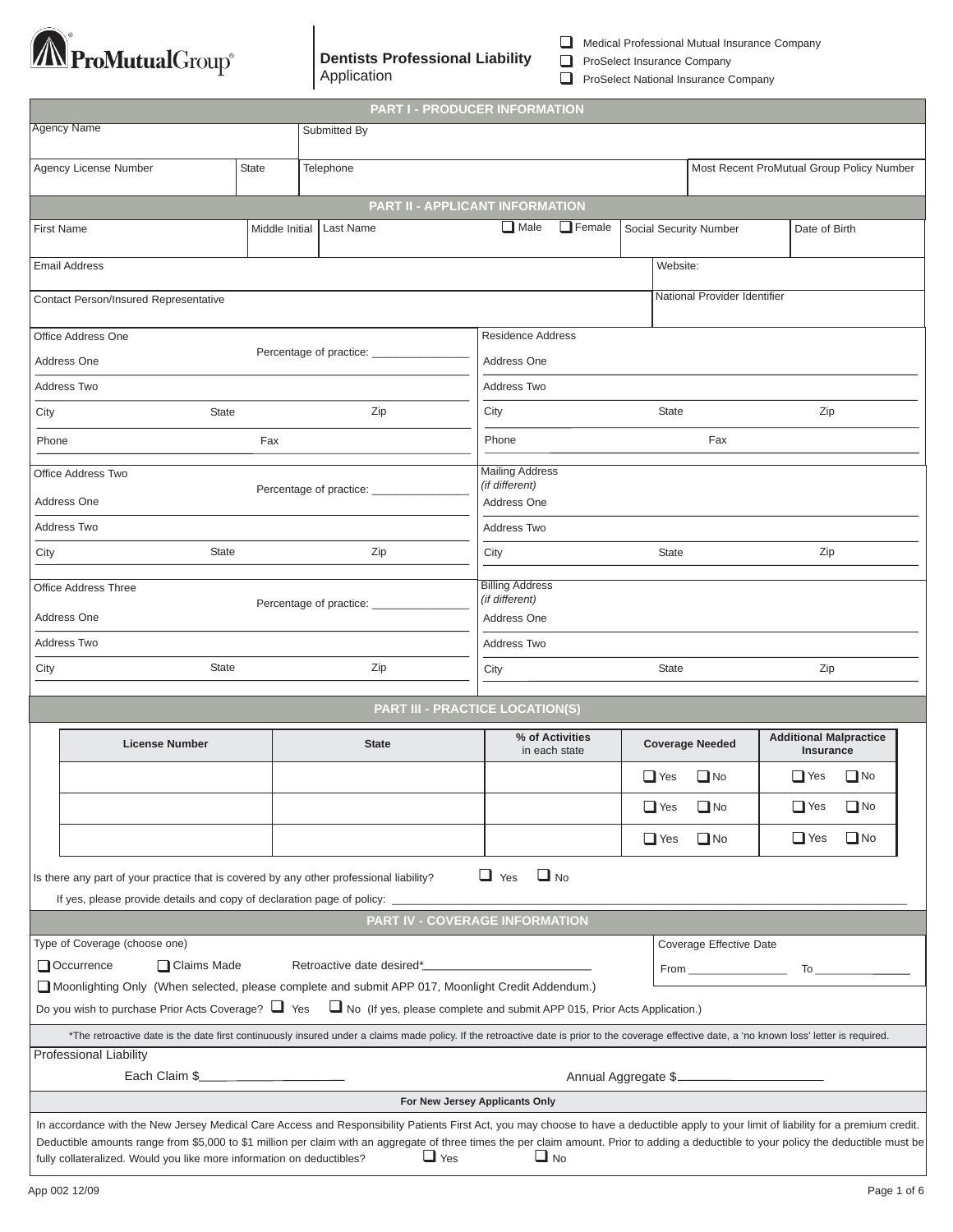ProMutualGroup®

# Dentists Professional Liability Application

- ☐ Medical Professional Mutual Insurance Company
- ☐ ProSelect Insurance Company
- ☐ ProSelect National Insurance Company

## PART I - PRODUCER INFORMATION

| Agency Name | | Submitted By | |
|---|---|---|---|
| Agency License Number | State | Telephone | Most Recent ProMutual Group Policy Number |

## PART II - APPLICANT INFORMATION

| First Name | Middle Initial | Last Name | ☐ Male ☐ Female | Social Security Number | Date of Birth |
|---|---|---|---|---|---|

| Email Address | Website: |
|---|---|
| Contact Person/Insured Representative | National Provider Identifier |

**Office Address One** — Percentage of practice: ________________
Address One
Address Two
City State Zip
Phone Fax

**Residence Address**
Address One
Address Two
City State Zip
Phone Fax

**Office Address Two** — Percentage of practice: ________________
Address One
Address Two
City State Zip

**Mailing Address** *(if different)*
Address One
Address Two
City State Zip

**Office Address Three** — Percentage of practice: ________________
Address One
Address Two
City State Zip

**Billing Address** *(if different)*
Address One
Address Two
City State Zip

## PART III - PRACTICE LOCATION(S)

| License Number | State | % of Activities in each state | Coverage Needed | Additional Malpractice Insurance |
|---|---|---|---|---|
| | | | ☐ Yes ☐ No | ☐ Yes ☐ No |
| | | | ☐ Yes ☐ No | ☐ Yes ☐ No |
| | | | ☐ Yes ☐ No | ☐ Yes ☐ No |

Is there any part of your practice that is covered by any other professional liability? ☐ Yes ☐ No

If yes, please provide details and copy of declaration page of policy: ____________________

## PART IV - COVERAGE INFORMATION

Type of Coverage (choose one)

☐ Occurrence ☐ Claims Made Retroactive date desired*__________________________

☐ Moonlighting Only (When selected, please complete and submit APP 017, Moonlight Credit Addendum.)

Coverage Effective Date From ________________ To ________________

Do you wish to purchase Prior Acts Coverage? ☐ Yes ☐ No (If yes, please complete and submit APP 015, Prior Acts Application.)

*The retroactive date is the date first continuously insured under a claims made policy. If the retroactive date is prior to the coverage effective date, a 'no known loss' letter is required.

Professional Liability

Each Claim $____________________ Annual Aggregate $____________________

**For New Jersey Applicants Only**

In accordance with the New Jersey Medical Care Access and Responsibility Patients First Act, you may choose to have a deductible apply to your limit of liability for a premium credit. Deductible amounts range from $5,000 to $1 million per claim with an aggregate of three times the per claim amount. Prior to adding a deductible to your policy the deductible must be fully collateralized. Would you like more information on deductibles? ☐ Yes ☐ No

App 002 12/09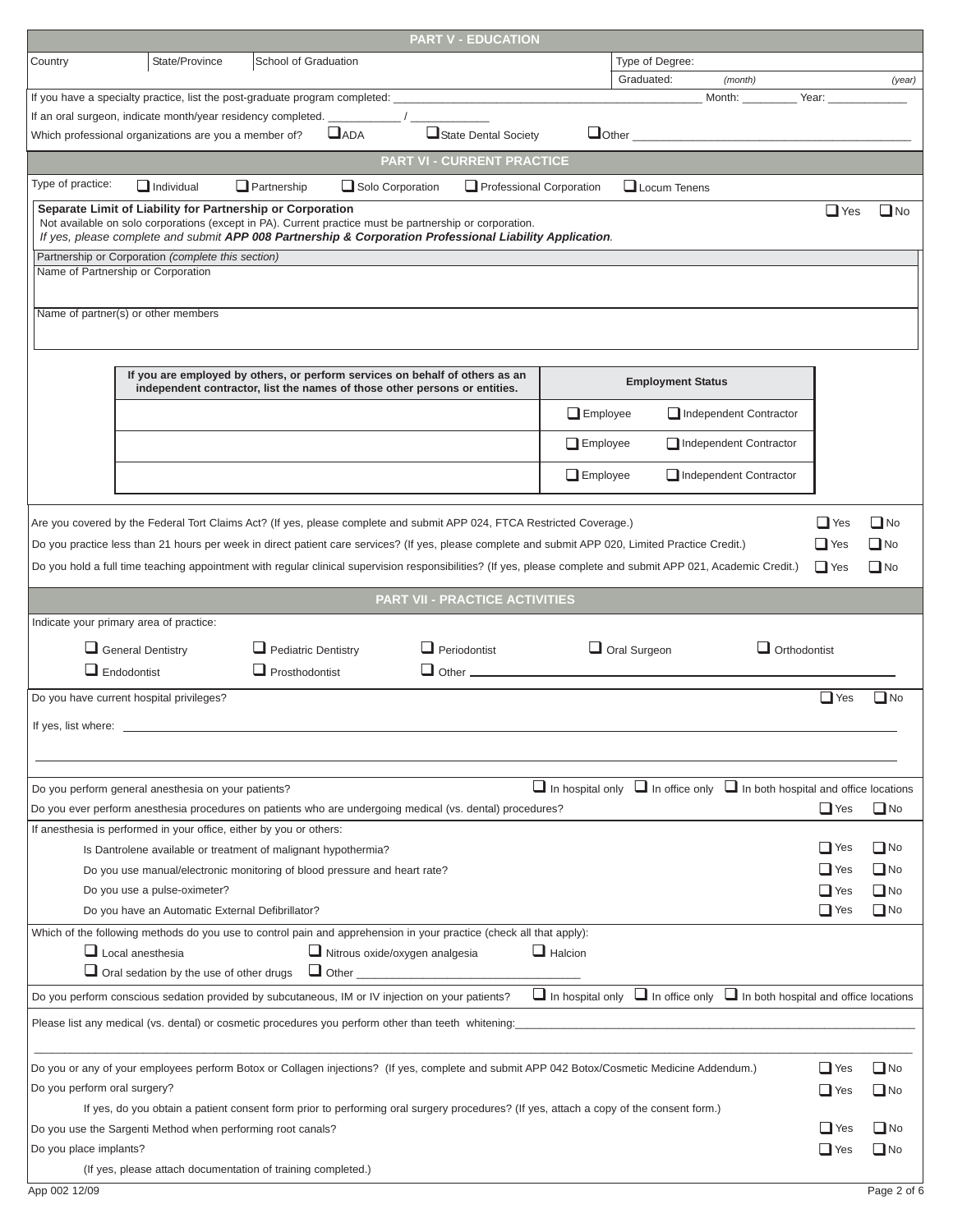## PART V - EDUCATION

| Country | State/Province | School of Graduation | Type of Degree: |
|---|---|---|---|
| | | | Graduated: *(month)* *(year)* |

If you have a specialty practice, list the post-graduate program completed: ____________________ Month: ________ Year: ____________

If an oral surgeon, indicate month/year residency completed. ___________ / ____________

Which professional organizations are you a member of? ☐ ADA ☐ State Dental Society ☐ Other ____________________

## PART VI - CURRENT PRACTICE

Type of practice: ☐ Individual ☐ Partnership ☐ Solo Corporation ☐ Professional Corporation ☐ Locum Tenens

**Separate Limit of Liability for Partnership or Corporation** ☐ Yes ☐ No
Not available on solo corporations (except in PA). Current practice must be partnership or corporation.
*If yes, please complete and submit* ***APP 008 Partnership & Corporation Professional Liability Application****.*

Partnership or Corporation *(complete this section)*

Name of Partnership or Corporation

Name of partner(s) or other members

| If you are employed by others, or perform services on behalf of others as an independent contractor, list the names of those other persons or entities. | Employment Status |
|---|---|
| | ☐ Employee ☐ Independent Contractor |
| | ☐ Employee ☐ Independent Contractor |
| | ☐ Employee ☐ Independent Contractor |

Are you covered by the Federal Tort Claims Act? (If yes, please complete and submit APP 024, FTCA Restricted Coverage.) ☐ Yes ☐ No

Do you practice less than 21 hours per week in direct patient care services? (If yes, please complete and submit APP 020, Limited Practice Credit.) ☐ Yes ☐ No

Do you hold a full time teaching appointment with regular clinical supervision responsibilities? (If yes, please complete and submit APP 021, Academic Credit.) ☐ Yes ☐ No

## PART VII - PRACTICE ACTIVITIES

Indicate your primary area of practice:

☐ General Dentistry ☐ Pediatric Dentistry ☐ Periodontist ☐ Oral Surgeon ☐ Orthodontist
☐ Endodontist ☐ Prosthodontist ☐ Other ____________________

Do you have current hospital privileges? ☐ Yes ☐ No

If yes, list where: ____________________

Do you perform general anesthesia on your patients? ☐ In hospital only ☐ In office only ☐ In both hospital and office locations

Do you ever perform anesthesia procedures on patients who are undergoing medical (vs. dental) procedures? ☐ Yes ☐ No

If anesthesia is performed in your office, either by you or others:

- Is Dantrolene available or treatment of malignant hypothermia? ☐ Yes ☐ No
- Do you use manual/electronic monitoring of blood pressure and heart rate? ☐ Yes ☐ No
- Do you use a pulse-oximeter? ☐ Yes ☐ No
- Do you have an Automatic External Defibrillator? ☐ Yes ☐ No

Which of the following methods do you use to control pain and apprehension in your practice (check all that apply):

☐ Local anesthesia ☐ Nitrous oxide/oxygen analgesia ☐ Halcion
☐ Oral sedation by the use of other drugs ☐ Other ____________________

Do you perform conscious sedation provided by subcutaneous, IM or IV injection on your patients? ☐ In hospital only ☐ In office only ☐ In both hospital and office locations

Please list any medical (vs. dental) or cosmetic procedures you perform other than teeth whitening: ____________________

Do you or any of your employees perform Botox or Collagen injections? (If yes, complete and submit APP 042 Botox/Cosmetic Medicine Addendum.) ☐ Yes ☐ No

Do you perform oral surgery? ☐ Yes ☐ No

If yes, do you obtain a patient consent form prior to performing oral surgery procedures? (If yes, attach a copy of the consent form.)

Do you use the Sargenti Method when performing root canals? ☐ Yes ☐ No

Do you place implants? ☐ Yes ☐ No

(If yes, please attach documentation of training completed.)

App 002 12/09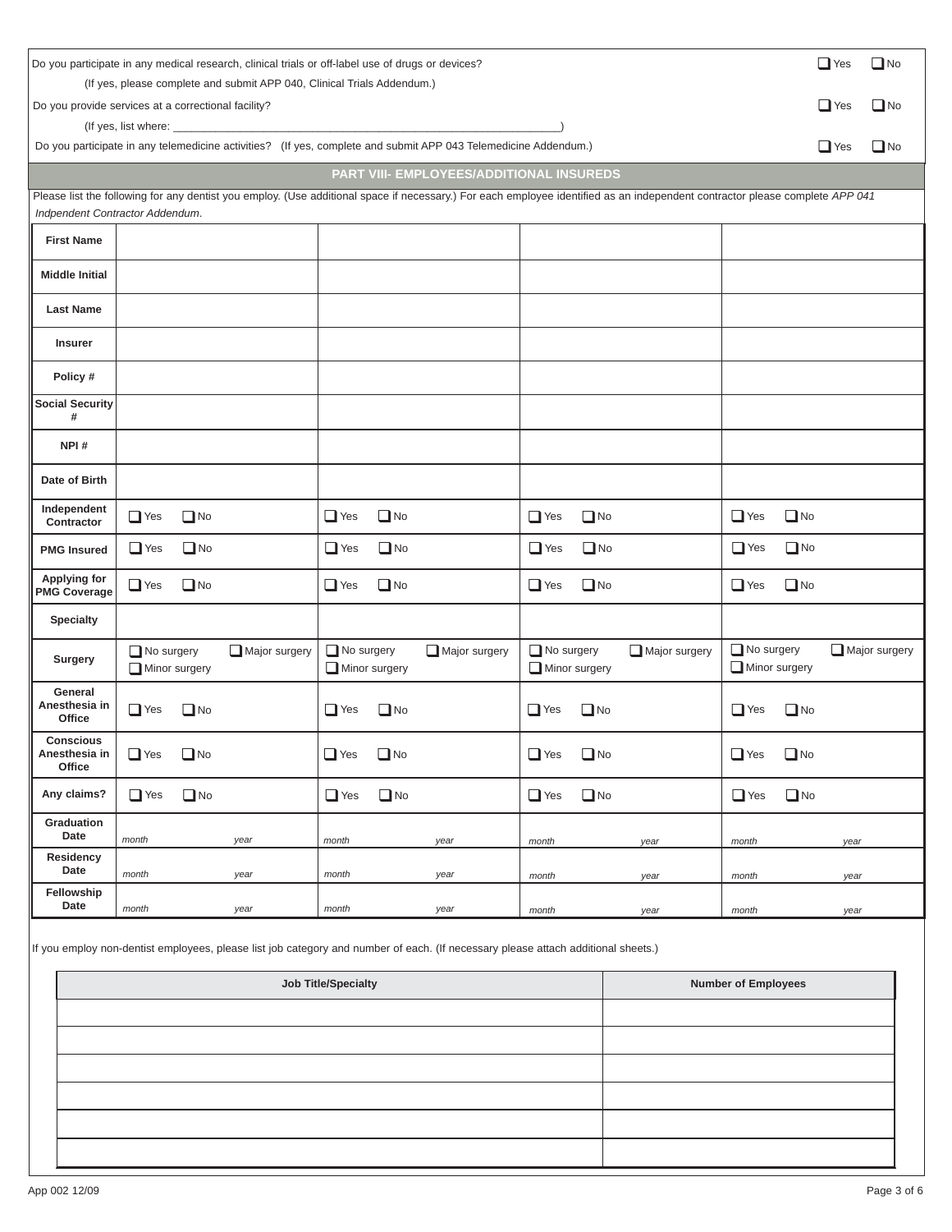Do you participate in any medical research, clinical trials or off-label use of drugs or devices? ❑ Yes ❑ No

(If yes, please complete and submit APP 040, Clinical Trials Addendum.)

Do you provide services at a correctional facility? ❑ Yes ❑ No

(If yes, list where: ______________________________________________________________)

Do you participate in any telemedicine activities? (If yes, complete and submit APP 043 Telemedicine Addendum.) ❑ Yes ❑ No

## PART VIII- EMPLOYEES/ADDITIONAL INSUREDS

Please list the following for any dentist you employ. (Use additional space if necessary.) For each employee identified as an independent contractor please complete *APP 041 Indpendent Contractor Addendum*.

| | | | | |
|---|---|---|---|---|
| **First Name** | | | | |
| **Middle Initial** | | | | |
| **Last Name** | | | | |
| **Insurer** | | | | |
| **Policy #** | | | | |
| **Social Security #** | | | | |
| **NPI #** | | | | |
| **Date of Birth** | | | | |
| **Independent Contractor** | ❑ Yes ❑ No | ❑ Yes ❑ No | ❑ Yes ❑ No | ❑ Yes ❑ No |
| **PMG Insured** | ❑ Yes ❑ No | ❑ Yes ❑ No | ❑ Yes ❑ No | ❑ Yes ❑ No |
| **Applying for PMG Coverage** | ❑ Yes ❑ No | ❑ Yes ❑ No | ❑ Yes ❑ No | ❑ Yes ❑ No |
| **Specialty** | | | | |
| **Surgery** | ❑ No surgery ❑ Major surgery ❑ Minor surgery | ❑ No surgery ❑ Major surgery ❑ Minor surgery | ❑ No surgery ❑ Major surgery ❑ Minor surgery | ❑ No surgery ❑ Major surgery ❑ Minor surgery |
| **General Anesthesia in Office** | ❑ Yes ❑ No | ❑ Yes ❑ No | ❑ Yes ❑ No | ❑ Yes ❑ No |
| **Conscious Anesthesia in Office** | ❑ Yes ❑ No | ❑ Yes ❑ No | ❑ Yes ❑ No | ❑ Yes ❑ No |
| **Any claims?** | ❑ Yes ❑ No | ❑ Yes ❑ No | ❑ Yes ❑ No | ❑ Yes ❑ No |
| **Graduation Date** | *month* *year* | *month* *year* | *month* *year* | *month* *year* |
| **Residency Date** | *month* *year* | *month* *year* | *month* *year* | *month* *year* |
| **Fellowship Date** | *month* *year* | *month* *year* | *month* *year* | *month* *year* |

If you employ non-dentist employees, please list job category and number of each. (If necessary please attach additional sheets.)

| Job Title/Specialty | Number of Employees |
|---|---|
| | |
| | |
| | |
| | |
| | |
| | |

App 002 12/09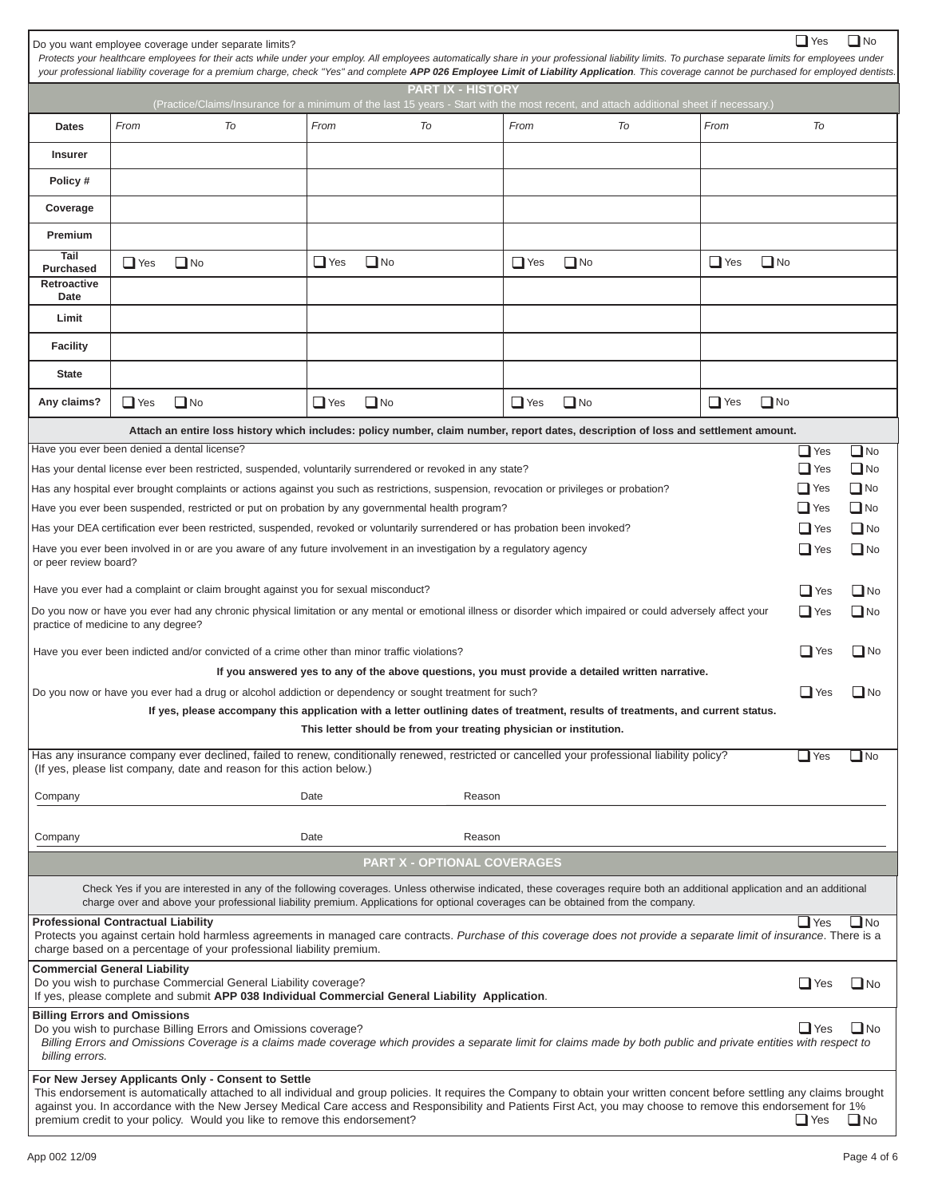Do you want employee coverage under separate limits? ☐ Yes ☐ No

*Protects your healthcare employees for their acts while under your employ. All employees automatically share in your professional liability limits. To purchase separate limits for employees under your professional liability coverage for a premium charge, check "Yes" and complete **APP 026 Employee Limit of Liability Application**. This coverage cannot be purchased for employed dentists.*

## PART IX - HISTORY

(Practice/Claims/Insurance for a minimum of the last 15 years - Start with the most recent, and attach additional sheet if necessary.)

| Dates | From To | From To | From To | From To |
|---|---|---|---|---|
| Insurer | | | | |
| Policy # | | | | |
| Coverage | | | | |
| Premium | | | | |
| Tail Purchased | ☐ Yes ☐ No | ☐ Yes ☐ No | ☐ Yes ☐ No | ☐ Yes ☐ No |
| Retroactive Date | | | | |
| Limit | | | | |
| Facility | | | | |
| State | | | | |
| Any claims? | ☐ Yes ☐ No | ☐ Yes ☐ No | ☐ Yes ☐ No | ☐ Yes ☐ No |

**Attach an entire loss history which includes: policy number, claim number, report dates, description of loss and settlement amount.**

Have you ever been denied a dental license? ☐ Yes ☐ No

Has your dental license ever been restricted, suspended, voluntarily surrendered or revoked in any state? ☐ Yes ☐ No

Has any hospital ever brought complaints or actions against you such as restrictions, suspension, revocation or privileges or probation? ☐ Yes ☐ No

Have you ever been suspended, restricted or put on probation by any governmental health program? ☐ Yes ☐ No

Has your DEA certification ever been restricted, suspended, revoked or voluntarily surrendered or has probation been invoked? ☐ Yes ☐ No

Have you ever been involved in or are you aware of any future involvement in an investigation by a regulatory agency or peer review board? ☐ Yes ☐ No

Have you ever had a complaint or claim brought against you for sexual misconduct? ☐ Yes ☐ No

Do you now or have you ever had any chronic physical limitation or any mental or emotional illness or disorder which impaired or could adversely affect your practice of medicine to any degree? ☐ Yes ☐ No

Have you ever been indicted and/or convicted of a crime other than minor traffic violations? ☐ Yes ☐ No

**If you answered yes to any of the above questions, you must provide a detailed written narrative.**

Do you now or have you ever had a drug or alcohol addiction or dependency or sought treatment for such? ☐ Yes ☐ No

**If yes, please accompany this application with a letter outlining dates of treatment, results of treatments, and current status.**

**This letter should be from your treating physician or institution.**

Has any insurance company ever declined, failed to renew, conditionally renewed, restricted or cancelled your professional liability policy? ☐ Yes ☐ No
(If yes, please list company, date and reason for this action below.)

Company ______________________ Date ______________ Reason ______________________________

Company ______________________ Date ______________ Reason ______________________________

## PART X - OPTIONAL COVERAGES

Check Yes if you are interested in any of the following coverages. Unless otherwise indicated, these coverages require both an additional application and an additional charge over and above your professional liability premium. Applications for optional coverages can be obtained from the company.

**Professional Contractual Liability** ☐ Yes ☐ No
Protects you against certain hold harmless agreements in managed care contracts. *Purchase of this coverage does not provide a separate limit of insurance*. There is a charge based on a percentage of your professional liability premium.

**Commercial General Liability**
Do you wish to purchase Commercial General Liability coverage? ☐ Yes ☐ No
If yes, please complete and submit **APP 038 Individual Commercial General Liability Application**.

**Billing Errors and Omissions**
Do you wish to purchase Billing Errors and Omissions coverage? ☐ Yes ☐ No
*Billing Errors and Omissions Coverage is a claims made coverage which provides a separate limit for claims made by both public and private entities with respect to billing errors.*

**For New Jersey Applicants Only - Consent to Settle**
This endorsement is automatically attached to all individual and group policies. It requires the Company to obtain your written concent before settling any claims brought against you. In accordance with the New Jersey Medical Care access and Responsibility and Patients First Act, you may choose to remove this endorsement for 1% premium credit to your policy. Would you like to remove this endorsement? ☐ Yes ☐ No

App 002 12/09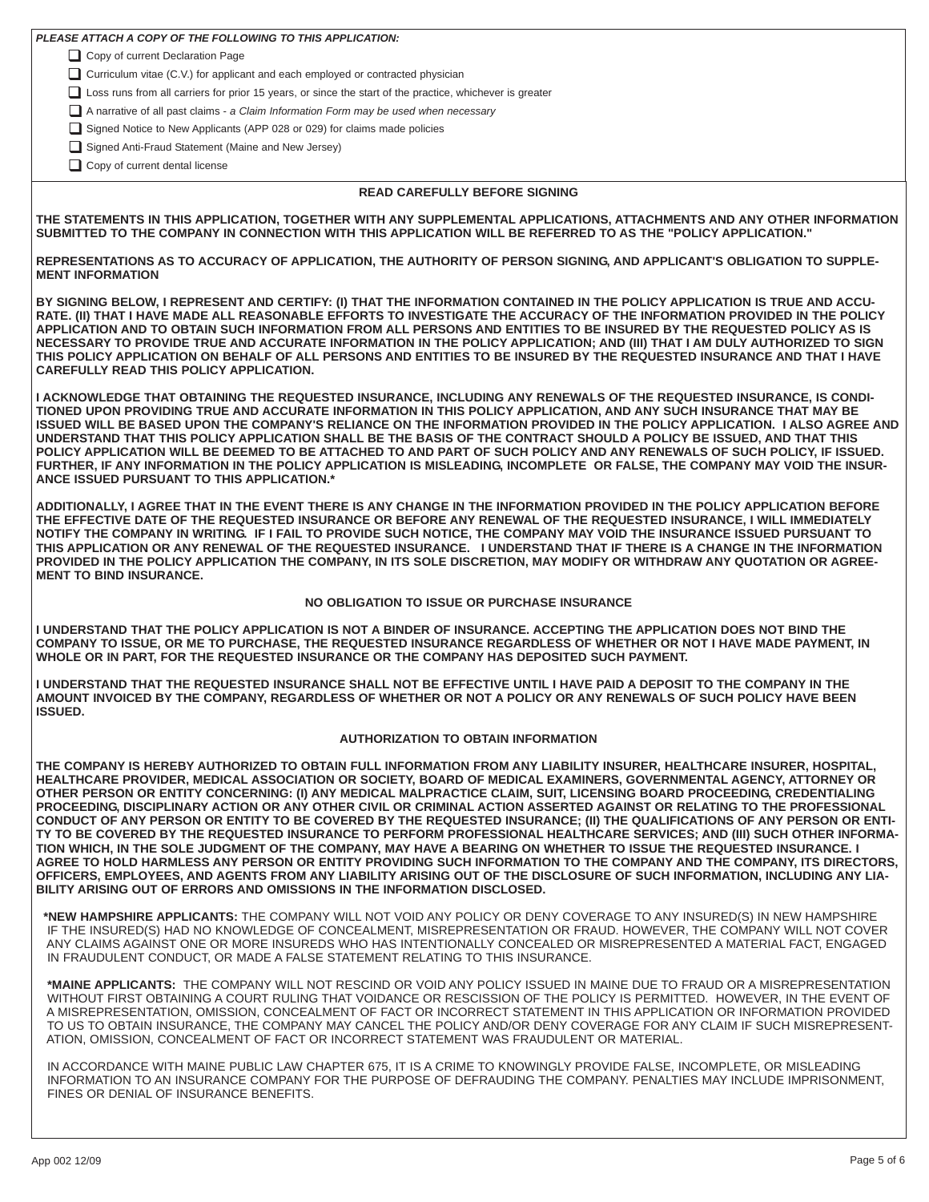***PLEASE ATTACH A COPY OF THE FOLLOWING TO THIS APPLICATION:***

- ☐ Copy of current Declaration Page
- ☐ Curriculum vitae (C.V.) for applicant and each employed or contracted physician
- ☐ Loss runs from all carriers for prior 15 years, or since the start of the practice, whichever is greater
- ☐ A narrative of all past claims - *a Claim Information Form may be used when necessary*
- ☐ Signed Notice to New Applicants (APP 028 or 029) for claims made policies
- ☐ Signed Anti-Fraud Statement (Maine and New Jersey)
- ☐ Copy of current dental license

## READ CAREFULLY BEFORE SIGNING

**THE STATEMENTS IN THIS APPLICATION, TOGETHER WITH ANY SUPPLEMENTAL APPLICATIONS, ATTACHMENTS AND ANY OTHER INFORMATION SUBMITTED TO THE COMPANY IN CONNECTION WITH THIS APPLICATION WILL BE REFERRED TO AS THE "POLICY APPLICATION."**

**REPRESENTATIONS AS TO ACCURACY OF APPLICATION, THE AUTHORITY OF PERSON SIGNING, AND APPLICANT'S OBLIGATION TO SUPPLEMENT INFORMATION**

**BY SIGNING BELOW, I REPRESENT AND CERTIFY: (I) THAT THE INFORMATION CONTAINED IN THE POLICY APPLICATION IS TRUE AND ACCURATE. (II) THAT I HAVE MADE ALL REASONABLE EFFORTS TO INVESTIGATE THE ACCURACY OF THE INFORMATION PROVIDED IN THE POLICY APPLICATION AND TO OBTAIN SUCH INFORMATION FROM ALL PERSONS AND ENTITIES TO BE INSURED BY THE REQUESTED POLICY AS IS NECESSARY TO PROVIDE TRUE AND ACCURATE INFORMATION IN THE POLICY APPLICATION; AND (III) THAT I AM DULY AUTHORIZED TO SIGN THIS POLICY APPLICATION ON BEHALF OF ALL PERSONS AND ENTITIES TO BE INSURED BY THE REQUESTED INSURANCE AND THAT I HAVE CAREFULLY READ THIS POLICY APPLICATION.**

**I ACKNOWLEDGE THAT OBTAINING THE REQUESTED INSURANCE, INCLUDING ANY RENEWALS OF THE REQUESTED INSURANCE, IS CONDITIONED UPON PROVIDING TRUE AND ACCURATE INFORMATION IN THIS POLICY APPLICATION, AND ANY SUCH INSURANCE THAT MAY BE ISSUED WILL BE BASED UPON THE COMPANY'S RELIANCE ON THE INFORMATION PROVIDED IN THE POLICY APPLICATION. I ALSO AGREE AND UNDERSTAND THAT THIS POLICY APPLICATION SHALL BE THE BASIS OF THE CONTRACT SHOULD A POLICY BE ISSUED, AND THAT THIS POLICY APPLICATION WILL BE DEEMED TO BE ATTACHED TO AND PART OF SUCH POLICY AND ANY RENEWALS OF SUCH POLICY, IF ISSUED. FURTHER, IF ANY INFORMATION IN THE POLICY APPLICATION IS MISLEADING, INCOMPLETE OR FALSE, THE COMPANY MAY VOID THE INSURANCE ISSUED PURSUANT TO THIS APPLICATION.***

**ADDITIONALLY, I AGREE THAT IN THE EVENT THERE IS ANY CHANGE IN THE INFORMATION PROVIDED IN THE POLICY APPLICATION BEFORE THE EFFECTIVE DATE OF THE REQUESTED INSURANCE OR BEFORE ANY RENEWAL OF THE REQUESTED INSURANCE, I WILL IMMEDIATELY NOTIFY THE COMPANY IN WRITING. IF I FAIL TO PROVIDE SUCH NOTICE, THE COMPANY MAY VOID THE INSURANCE ISSUED PURSUANT TO THIS APPLICATION OR ANY RENEWAL OF THE REQUESTED INSURANCE. I UNDERSTAND THAT IF THERE IS A CHANGE IN THE INFORMATION PROVIDED IN THE POLICY APPLICATION THE COMPANY, IN ITS SOLE DISCRETION, MAY MODIFY OR WITHDRAW ANY QUOTATION OR AGREEMENT TO BIND INSURANCE.**

## NO OBLIGATION TO ISSUE OR PURCHASE INSURANCE

**I UNDERSTAND THAT THE POLICY APPLICATION IS NOT A BINDER OF INSURANCE. ACCEPTING THE APPLICATION DOES NOT BIND THE COMPANY TO ISSUE, OR ME TO PURCHASE, THE REQUESTED INSURANCE REGARDLESS OF WHETHER OR NOT I HAVE MADE PAYMENT, IN WHOLE OR IN PART, FOR THE REQUESTED INSURANCE OR THE COMPANY HAS DEPOSITED SUCH PAYMENT.**

**I UNDERSTAND THAT THE REQUESTED INSURANCE SHALL NOT BE EFFECTIVE UNTIL I HAVE PAID A DEPOSIT TO THE COMPANY IN THE AMOUNT INVOICED BY THE COMPANY, REGARDLESS OF WHETHER OR NOT A POLICY OR ANY RENEWALS OF SUCH POLICY HAVE BEEN ISSUED.**

## AUTHORIZATION TO OBTAIN INFORMATION

**THE COMPANY IS HEREBY AUTHORIZED TO OBTAIN FULL INFORMATION FROM ANY LIABILITY INSURER, HEALTHCARE INSURER, HOSPITAL, HEALTHCARE PROVIDER, MEDICAL ASSOCIATION OR SOCIETY, BOARD OF MEDICAL EXAMINERS, GOVERNMENTAL AGENCY, ATTORNEY OR OTHER PERSON OR ENTITY CONCERNING: (I) ANY MEDICAL MALPRACTICE CLAIM, SUIT, LICENSING BOARD PROCEEDING, CREDENTIALING PROCEEDING, DISCIPLINARY ACTION OR ANY OTHER CIVIL OR CRIMINAL ACTION ASSERTED AGAINST OR RELATING TO THE PROFESSIONAL CONDUCT OF ANY PERSON OR ENTITY TO BE COVERED BY THE REQUESTED INSURANCE; (II) THE QUALIFICATIONS OF ANY PERSON OR ENTITY TO BE COVERED BY THE REQUESTED INSURANCE TO PERFORM PROFESSIONAL HEALTHCARE SERVICES; AND (III) SUCH OTHER INFORMATION WHICH, IN THE SOLE JUDGMENT OF THE COMPANY, MAY HAVE A BEARING ON WHETHER TO ISSUE THE REQUESTED INSURANCE. I AGREE TO HOLD HARMLESS ANY PERSON OR ENTITY PROVIDING SUCH INFORMATION TO THE COMPANY AND THE COMPANY, ITS DIRECTORS, OFFICERS, EMPLOYEES, AND AGENTS FROM ANY LIABILITY ARISING OUT OF THE DISCLOSURE OF SUCH INFORMATION, INCLUDING ANY LIABILITY ARISING OUT OF ERRORS AND OMISSIONS IN THE INFORMATION DISCLOSED.**

**\*NEW HAMPSHIRE APPLICANTS:** THE COMPANY WILL NOT VOID ANY POLICY OR DENY COVERAGE TO ANY INSURED(S) IN NEW HAMPSHIRE IF THE INSURED(S) HAD NO KNOWLEDGE OF CONCEALMENT, MISREPRESENTATION OR FRAUD. HOWEVER, THE COMPANY WILL NOT COVER ANY CLAIMS AGAINST ONE OR MORE INSUREDS WHO HAS INTENTIONALLY CONCEALED OR MISREPRESENTED A MATERIAL FACT, ENGAGED IN FRAUDULENT CONDUCT, OR MADE A FALSE STATEMENT RELATING TO THIS INSURANCE.

**\*MAINE APPLICANTS:** THE COMPANY WILL NOT RESCIND OR VOID ANY POLICY ISSUED IN MAINE DUE TO FRAUD OR A MISREPRESENTATION WITHOUT FIRST OBTAINING A COURT RULING THAT VOIDANCE OR RESCISSION OF THE POLICY IS PERMITTED. HOWEVER, IN THE EVENT OF A MISREPRESENTATION, OMISSION, CONCEALMENT OF FACT OR INCORRECT STATEMENT IN THIS APPLICATION OR INFORMATION PROVIDED TO US TO OBTAIN INSURANCE, THE COMPANY MAY CANCEL THE POLICY AND/OR DENY COVERAGE FOR ANY CLAIM IF SUCH MISREPRESENTATION, OMISSION, CONCEALMENT OF FACT OR INCORRECT STATEMENT WAS FRAUDULENT OR MATERIAL.

IN ACCORDANCE WITH MAINE PUBLIC LAW CHAPTER 675, IT IS A CRIME TO KNOWINGLY PROVIDE FALSE, INCOMPLETE, OR MISLEADING INFORMATION TO AN INSURANCE COMPANY FOR THE PURPOSE OF DEFRAUDING THE COMPANY. PENALTIES MAY INCLUDE IMPRISONMENT, FINES OR DENIAL OF INSURANCE BENEFITS.

App 002 12/09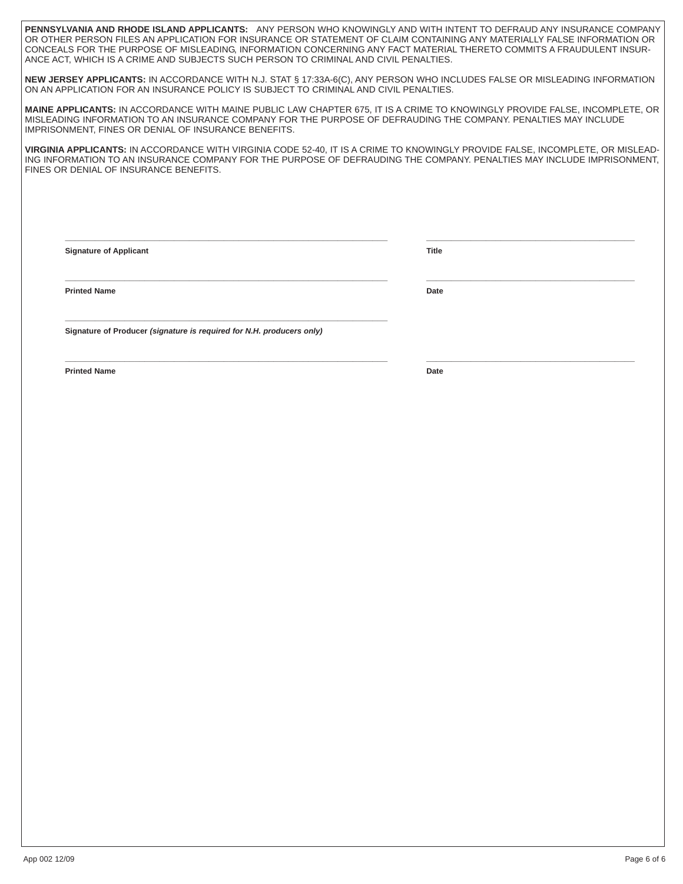**PENNSYLVANIA AND RHODE ISLAND APPLICANTS:** ANY PERSON WHO KNOWINGLY AND WITH INTENT TO DEFRAUD ANY INSURANCE COMPANY OR OTHER PERSON FILES AN APPLICATION FOR INSURANCE OR STATEMENT OF CLAIM CONTAINING ANY MATERIALLY FALSE INFORMATION OR CONCEALS FOR THE PURPOSE OF MISLEADING, INFORMATION CONCERNING ANY FACT MATERIAL THERETO COMMITS A FRAUDULENT INSURANCE ACT, WHICH IS A CRIME AND SUBJECTS SUCH PERSON TO CRIMINAL AND CIVIL PENALTIES.

**NEW JERSEY APPLICANTS:** IN ACCORDANCE WITH N.J. STAT § 17:33A-6(C), ANY PERSON WHO INCLUDES FALSE OR MISLEADING INFORMATION ON AN APPLICATION FOR AN INSURANCE POLICY IS SUBJECT TO CRIMINAL AND CIVIL PENALTIES.

**MAINE APPLICANTS:** IN ACCORDANCE WITH MAINE PUBLIC LAW CHAPTER 675, IT IS A CRIME TO KNOWINGLY PROVIDE FALSE, INCOMPLETE, OR MISLEADING INFORMATION TO AN INSURANCE COMPANY FOR THE PURPOSE OF DEFRAUDING THE COMPANY. PENALTIES MAY INCLUDE IMPRISONMENT, FINES OR DENIAL OF INSURANCE BENEFITS.

**VIRGINIA APPLICANTS:** IN ACCORDANCE WITH VIRGINIA CODE 52-40, IT IS A CRIME TO KNOWINGLY PROVIDE FALSE, INCOMPLETE, OR MISLEADING INFORMATION TO AN INSURANCE COMPANY FOR THE PURPOSE OF DEFRAUDING THE COMPANY. PENALTIES MAY INCLUDE IMPRISONMENT, FINES OR DENIAL OF INSURANCE BENEFITS.

\_\_\_\_\_\_\_\_\_\_\_\_\_\_\_\_\_\_\_\_\_\_\_\_\_\_\_\_\_\_\_\_\_\_\_\_\_\_\_\_ \_\_\_\_\_\_\_\_\_\_\_\_\_\_\_\_\_\_\_\_\_\_\_\_\_\_\_\_\_\_\_\_

**Signature of Applicant** **Title**

\_\_\_\_\_\_\_\_\_\_\_\_\_\_\_\_\_\_\_\_\_\_\_\_\_\_\_\_\_\_\_\_\_\_\_\_\_\_\_\_ \_\_\_\_\_\_\_\_\_\_\_\_\_\_\_\_\_\_\_\_\_\_\_\_\_\_\_\_\_\_\_\_

**Printed Name** **Date**

\_\_\_\_\_\_\_\_\_\_\_\_\_\_\_\_\_\_\_\_\_\_\_\_\_\_\_\_\_\_\_\_\_\_\_\_\_\_\_\_

**Signature of Producer** ***(signature is required for N.H. producers only)***

\_\_\_\_\_\_\_\_\_\_\_\_\_\_\_\_\_\_\_\_\_\_\_\_\_\_\_\_\_\_\_\_\_\_\_\_\_\_\_\_ \_\_\_\_\_\_\_\_\_\_\_\_\_\_\_\_\_\_\_\_\_\_\_\_\_\_\_\_\_\_\_\_

**Printed Name** **Date**

App 002 12/09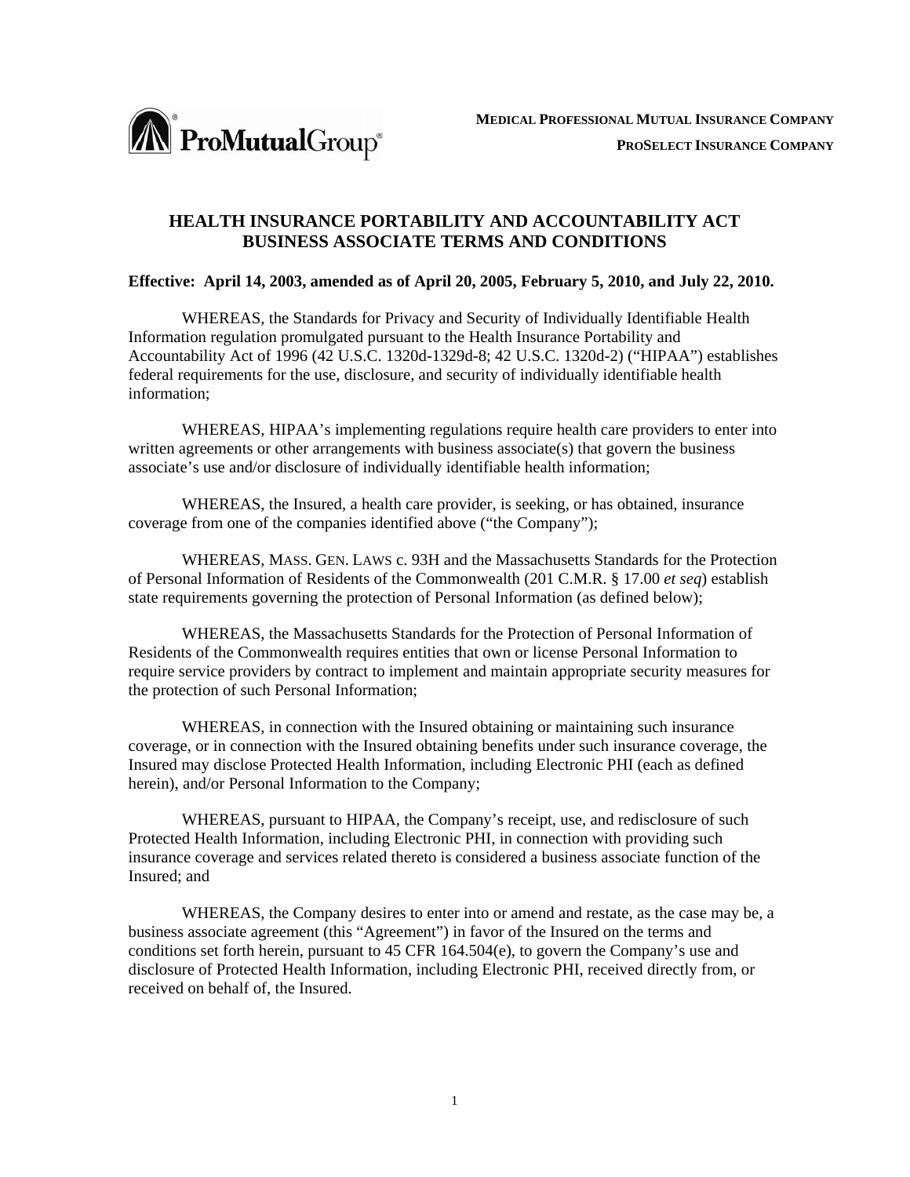**MEDICAL PROFESSIONAL MUTUAL INSURANCE COMPANY**

**PROSELECT INSURANCE COMPANY**

# HEALTH INSURANCE PORTABILITY AND ACCOUNTABILITY ACT BUSINESS ASSOCIATE TERMS AND CONDITIONS

**Effective: April 14, 2003, amended as of April 20, 2005, February 5, 2010, and July 22, 2010.**

WHEREAS, the Standards for Privacy and Security of Individually Identifiable Health Information regulation promulgated pursuant to the Health Insurance Portability and Accountability Act of 1996 (42 U.S.C. 1320d-1329d-8; 42 U.S.C. 1320d-2) ("HIPAA") establishes federal requirements for the use, disclosure, and security of individually identifiable health information;

WHEREAS, HIPAA's implementing regulations require health care providers to enter into written agreements or other arrangements with business associate(s) that govern the business associate's use and/or disclosure of individually identifiable health information;

WHEREAS, the Insured, a health care provider, is seeking, or has obtained, insurance coverage from one of the companies identified above ("the Company");

WHEREAS, MASS. GEN. LAWS c. 93H and the Massachusetts Standards for the Protection of Personal Information of Residents of the Commonwealth (201 C.M.R. § 17.00 *et seq*) establish state requirements governing the protection of Personal Information (as defined below);

WHEREAS, the Massachusetts Standards for the Protection of Personal Information of Residents of the Commonwealth requires entities that own or license Personal Information to require service providers by contract to implement and maintain appropriate security measures for the protection of such Personal Information;

WHEREAS, in connection with the Insured obtaining or maintaining such insurance coverage, or in connection with the Insured obtaining benefits under such insurance coverage, the Insured may disclose Protected Health Information, including Electronic PHI (each as defined herein), and/or Personal Information to the Company;

WHEREAS, pursuant to HIPAA, the Company's receipt, use, and redisclosure of such Protected Health Information, including Electronic PHI, in connection with providing such insurance coverage and services related thereto is considered a business associate function of the Insured; and

WHEREAS, the Company desires to enter into or amend and restate, as the case may be, a business associate agreement (this "Agreement") in favor of the Insured on the terms and conditions set forth herein, pursuant to 45 CFR 164.504(e), to govern the Company's use and disclosure of Protected Health Information, including Electronic PHI, received directly from, or received on behalf of, the Insured.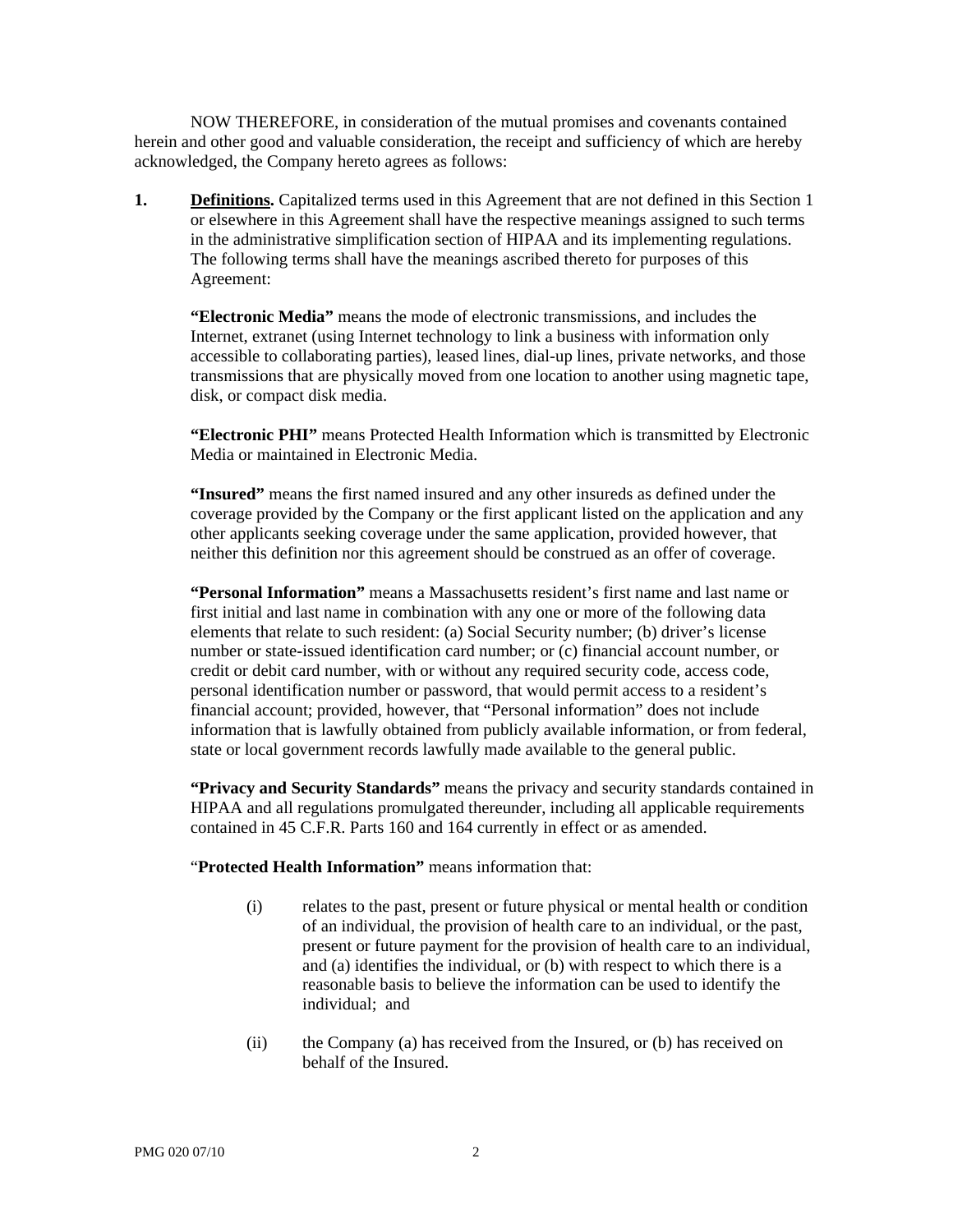NOW THEREFORE, in consideration of the mutual promises and covenants contained herein and other good and valuable consideration, the receipt and sufficiency of which are hereby acknowledged, the Company hereto agrees as follows:

**1. Definitions.** Capitalized terms used in this Agreement that are not defined in this Section 1 or elsewhere in this Agreement shall have the respective meanings assigned to such terms in the administrative simplification section of HIPAA and its implementing regulations. The following terms shall have the meanings ascribed thereto for purposes of this Agreement:

**"Electronic Media"** means the mode of electronic transmissions, and includes the Internet, extranet (using Internet technology to link a business with information only accessible to collaborating parties), leased lines, dial-up lines, private networks, and those transmissions that are physically moved from one location to another using magnetic tape, disk, or compact disk media.

**"Electronic PHI"** means Protected Health Information which is transmitted by Electronic Media or maintained in Electronic Media.

**"Insured"** means the first named insured and any other insureds as defined under the coverage provided by the Company or the first applicant listed on the application and any other applicants seeking coverage under the same application, provided however, that neither this definition nor this agreement should be construed as an offer of coverage.

**"Personal Information"** means a Massachusetts resident's first name and last name or first initial and last name in combination with any one or more of the following data elements that relate to such resident: (a) Social Security number; (b) driver's license number or state-issued identification card number; or (c) financial account number, or credit or debit card number, with or without any required security code, access code, personal identification number or password, that would permit access to a resident's financial account; provided, however, that "Personal information" does not include information that is lawfully obtained from publicly available information, or from federal, state or local government records lawfully made available to the general public.

**"Privacy and Security Standards"** means the privacy and security standards contained in HIPAA and all regulations promulgated thereunder, including all applicable requirements contained in 45 C.F.R. Parts 160 and 164 currently in effect or as amended.

"**Protected Health Information"** means information that:

(i) relates to the past, present or future physical or mental health or condition of an individual, the provision of health care to an individual, or the past, present or future payment for the provision of health care to an individual, and (a) identifies the individual, or (b) with respect to which there is a reasonable basis to believe the information can be used to identify the individual; and

(ii) the Company (a) has received from the Insured, or (b) has received on behalf of the Insured.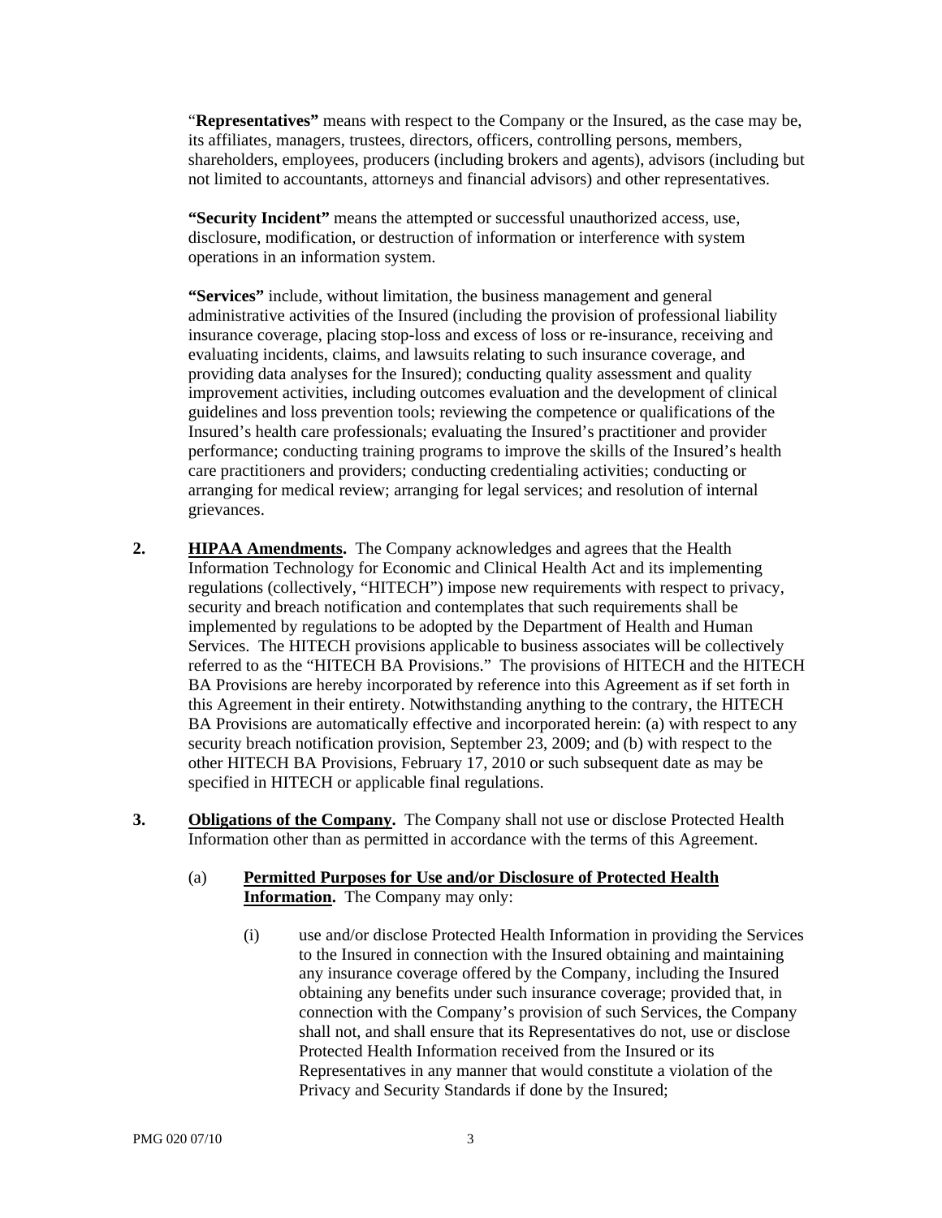"**Representatives"** means with respect to the Company or the Insured, as the case may be, its affiliates, managers, trustees, directors, officers, controlling persons, members, shareholders, employees, producers (including brokers and agents), advisors (including but not limited to accountants, attorneys and financial advisors) and other representatives.

**"Security Incident"** means the attempted or successful unauthorized access, use, disclosure, modification, or destruction of information or interference with system operations in an information system.

**"Services"** include, without limitation, the business management and general administrative activities of the Insured (including the provision of professional liability insurance coverage, placing stop-loss and excess of loss or re-insurance, receiving and evaluating incidents, claims, and lawsuits relating to such insurance coverage, and providing data analyses for the Insured); conducting quality assessment and quality improvement activities, including outcomes evaluation and the development of clinical guidelines and loss prevention tools; reviewing the competence or qualifications of the Insured's health care professionals; evaluating the Insured's practitioner and provider performance; conducting training programs to improve the skills of the Insured's health care practitioners and providers; conducting credentialing activities; conducting or arranging for medical review; arranging for legal services; and resolution of internal grievances.

**2. HIPAA Amendments.** The Company acknowledges and agrees that the Health Information Technology for Economic and Clinical Health Act and its implementing regulations (collectively, "HITECH") impose new requirements with respect to privacy, security and breach notification and contemplates that such requirements shall be implemented by regulations to be adopted by the Department of Health and Human Services. The HITECH provisions applicable to business associates will be collectively referred to as the "HITECH BA Provisions." The provisions of HITECH and the HITECH BA Provisions are hereby incorporated by reference into this Agreement as if set forth in this Agreement in their entirety. Notwithstanding anything to the contrary, the HITECH BA Provisions are automatically effective and incorporated herein: (a) with respect to any security breach notification provision, September 23, 2009; and (b) with respect to the other HITECH BA Provisions, February 17, 2010 or such subsequent date as may be specified in HITECH or applicable final regulations.

**3. Obligations of the Company.** The Company shall not use or disclose Protected Health Information other than as permitted in accordance with the terms of this Agreement.

(a) **Permitted Purposes for Use and/or Disclosure of Protected Health Information.** The Company may only:

(i) use and/or disclose Protected Health Information in providing the Services to the Insured in connection with the Insured obtaining and maintaining any insurance coverage offered by the Company, including the Insured obtaining any benefits under such insurance coverage; provided that, in connection with the Company's provision of such Services, the Company shall not, and shall ensure that its Representatives do not, use or disclose Protected Health Information received from the Insured or its Representatives in any manner that would constitute a violation of the Privacy and Security Standards if done by the Insured;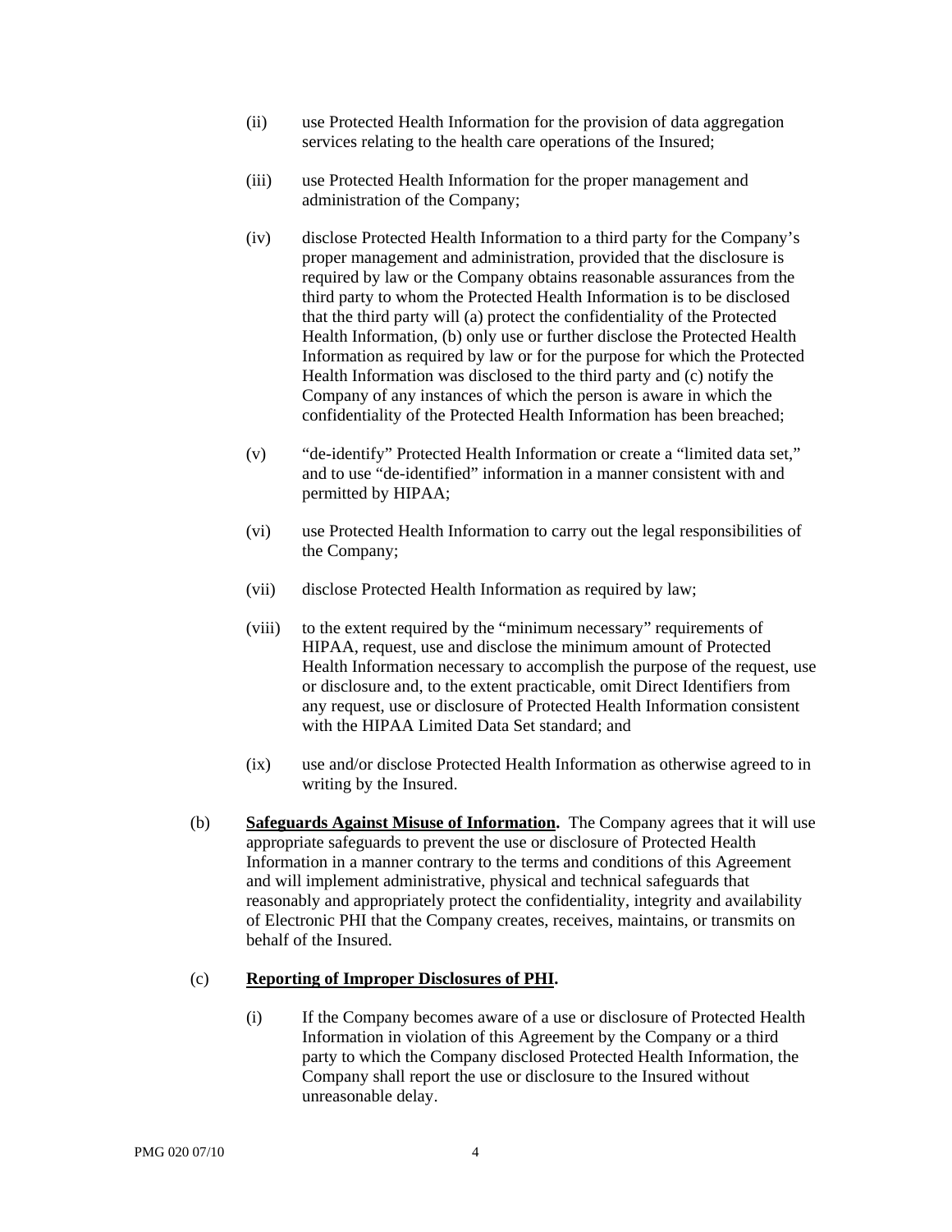(ii) use Protected Health Information for the provision of data aggregation services relating to the health care operations of the Insured;

(iii) use Protected Health Information for the proper management and administration of the Company;

(iv) disclose Protected Health Information to a third party for the Company's proper management and administration, provided that the disclosure is required by law or the Company obtains reasonable assurances from the third party to whom the Protected Health Information is to be disclosed that the third party will (a) protect the confidentiality of the Protected Health Information, (b) only use or further disclose the Protected Health Information as required by law or for the purpose for which the Protected Health Information was disclosed to the third party and (c) notify the Company of any instances of which the person is aware in which the confidentiality of the Protected Health Information has been breached;

(v) "de-identify" Protected Health Information or create a "limited data set," and to use "de-identified" information in a manner consistent with and permitted by HIPAA;

(vi) use Protected Health Information to carry out the legal responsibilities of the Company;

(vii) disclose Protected Health Information as required by law;

(viii) to the extent required by the "minimum necessary" requirements of HIPAA, request, use and disclose the minimum amount of Protected Health Information necessary to accomplish the purpose of the request, use or disclosure and, to the extent practicable, omit Direct Identifiers from any request, use or disclosure of Protected Health Information consistent with the HIPAA Limited Data Set standard; and

(ix) use and/or disclose Protected Health Information as otherwise agreed to in writing by the Insured.

(b) **Safeguards Against Misuse of Information.** The Company agrees that it will use appropriate safeguards to prevent the use or disclosure of Protected Health Information in a manner contrary to the terms and conditions of this Agreement and will implement administrative, physical and technical safeguards that reasonably and appropriately protect the confidentiality, integrity and availability of Electronic PHI that the Company creates, receives, maintains, or transmits on behalf of the Insured.

(c) **Reporting of Improper Disclosures of PHI.**

(i) If the Company becomes aware of a use or disclosure of Protected Health Information in violation of this Agreement by the Company or a third party to which the Company disclosed Protected Health Information, the Company shall report the use or disclosure to the Insured without unreasonable delay.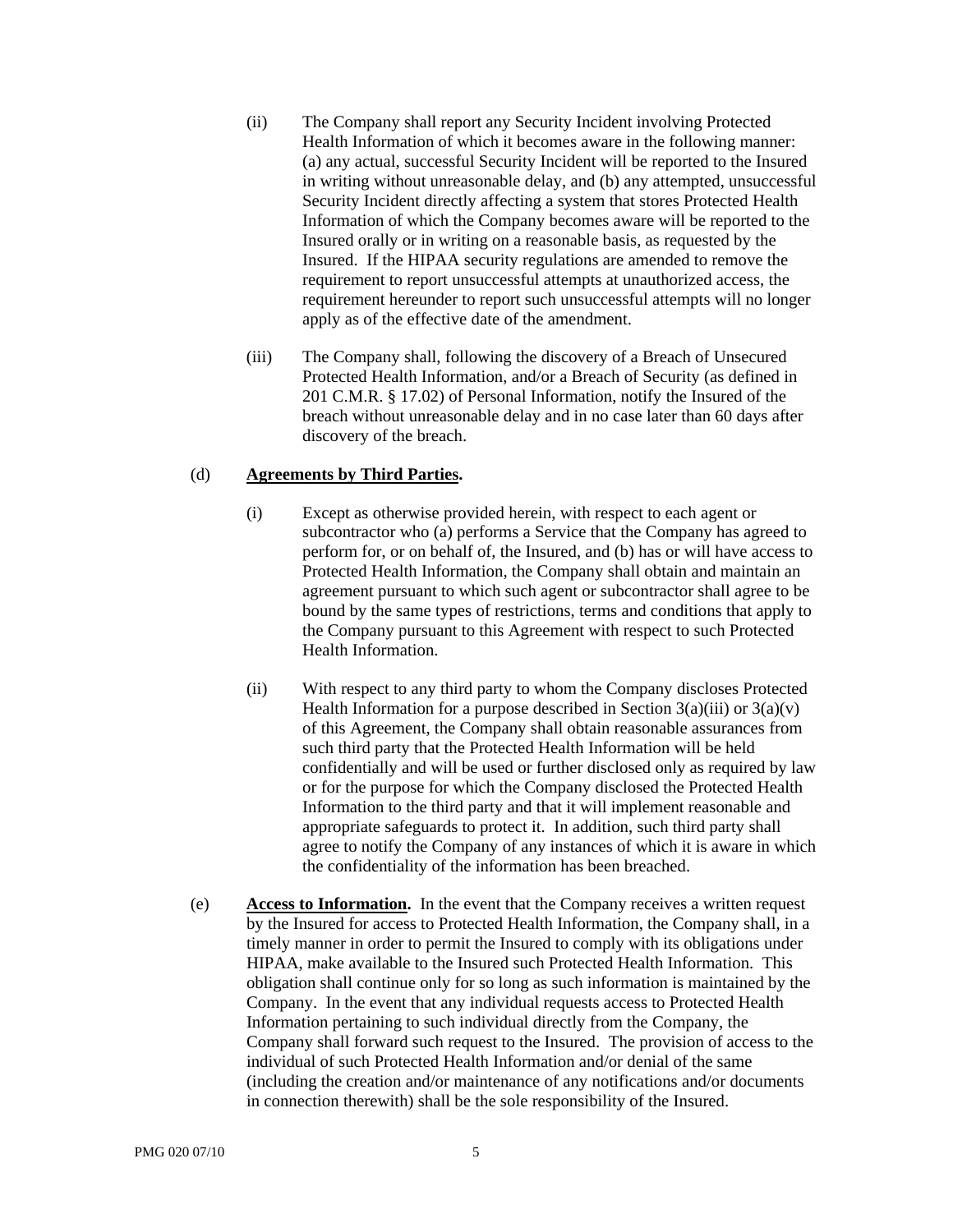(ii) The Company shall report any Security Incident involving Protected Health Information of which it becomes aware in the following manner: (a) any actual, successful Security Incident will be reported to the Insured in writing without unreasonable delay, and (b) any attempted, unsuccessful Security Incident directly affecting a system that stores Protected Health Information of which the Company becomes aware will be reported to the Insured orally or in writing on a reasonable basis, as requested by the Insured. If the HIPAA security regulations are amended to remove the requirement to report unsuccessful attempts at unauthorized access, the requirement hereunder to report such unsuccessful attempts will no longer apply as of the effective date of the amendment.

(iii) The Company shall, following the discovery of a Breach of Unsecured Protected Health Information, and/or a Breach of Security (as defined in 201 C.M.R. § 17.02) of Personal Information, notify the Insured of the breach without unreasonable delay and in no case later than 60 days after discovery of the breach.

(d) **Agreements by Third Parties.**

(i) Except as otherwise provided herein, with respect to each agent or subcontractor who (a) performs a Service that the Company has agreed to perform for, or on behalf of, the Insured, and (b) has or will have access to Protected Health Information, the Company shall obtain and maintain an agreement pursuant to which such agent or subcontractor shall agree to be bound by the same types of restrictions, terms and conditions that apply to the Company pursuant to this Agreement with respect to such Protected Health Information.

(ii) With respect to any third party to whom the Company discloses Protected Health Information for a purpose described in Section 3(a)(iii) or 3(a)(v) of this Agreement, the Company shall obtain reasonable assurances from such third party that the Protected Health Information will be held confidentially and will be used or further disclosed only as required by law or for the purpose for which the Company disclosed the Protected Health Information to the third party and that it will implement reasonable and appropriate safeguards to protect it. In addition, such third party shall agree to notify the Company of any instances of which it is aware in which the confidentiality of the information has been breached.

(e) **Access to Information.** In the event that the Company receives a written request by the Insured for access to Protected Health Information, the Company shall, in a timely manner in order to permit the Insured to comply with its obligations under HIPAA, make available to the Insured such Protected Health Information. This obligation shall continue only for so long as such information is maintained by the Company. In the event that any individual requests access to Protected Health Information pertaining to such individual directly from the Company, the Company shall forward such request to the Insured. The provision of access to the individual of such Protected Health Information and/or denial of the same (including the creation and/or maintenance of any notifications and/or documents in connection therewith) shall be the sole responsibility of the Insured.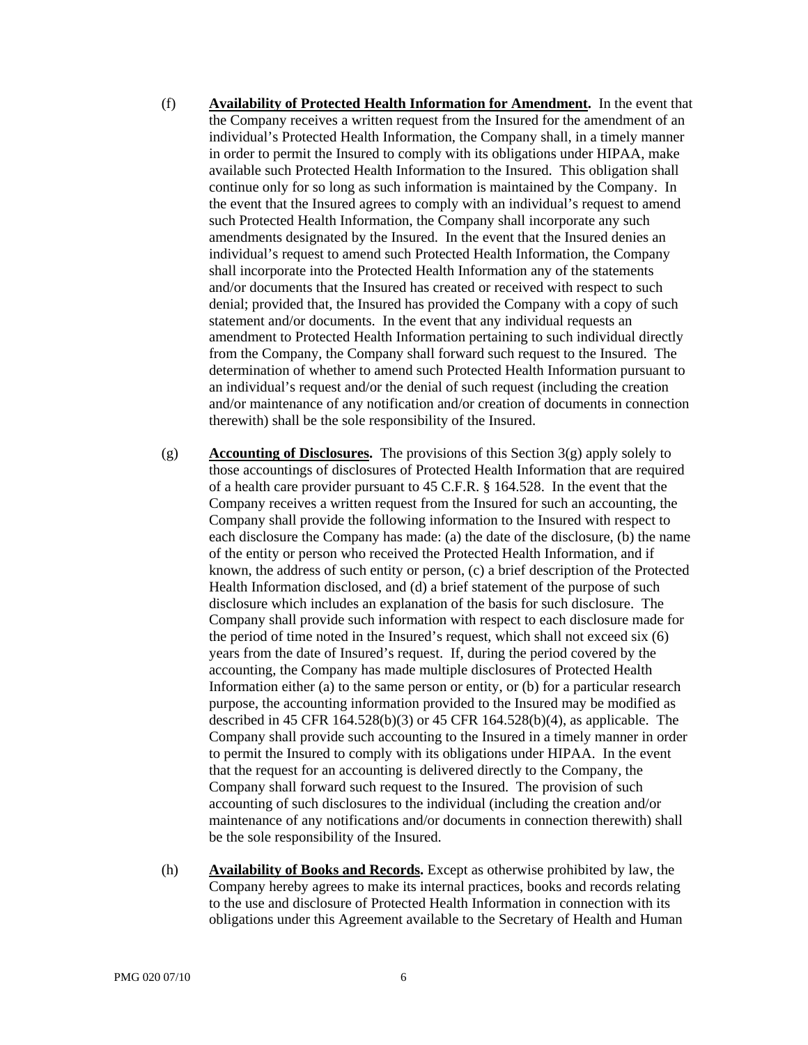(f) **Availability of Protected Health Information for Amendment.** In the event that the Company receives a written request from the Insured for the amendment of an individual's Protected Health Information, the Company shall, in a timely manner in order to permit the Insured to comply with its obligations under HIPAA, make available such Protected Health Information to the Insured. This obligation shall continue only for so long as such information is maintained by the Company. In the event that the Insured agrees to comply with an individual's request to amend such Protected Health Information, the Company shall incorporate any such amendments designated by the Insured. In the event that the Insured denies an individual's request to amend such Protected Health Information, the Company shall incorporate into the Protected Health Information any of the statements and/or documents that the Insured has created or received with respect to such denial; provided that, the Insured has provided the Company with a copy of such statement and/or documents. In the event that any individual requests an amendment to Protected Health Information pertaining to such individual directly from the Company, the Company shall forward such request to the Insured. The determination of whether to amend such Protected Health Information pursuant to an individual's request and/or the denial of such request (including the creation and/or maintenance of any notification and/or creation of documents in connection therewith) shall be the sole responsibility of the Insured.

(g) **Accounting of Disclosures.** The provisions of this Section 3(g) apply solely to those accountings of disclosures of Protected Health Information that are required of a health care provider pursuant to 45 C.F.R. § 164.528. In the event that the Company receives a written request from the Insured for such an accounting, the Company shall provide the following information to the Insured with respect to each disclosure the Company has made: (a) the date of the disclosure, (b) the name of the entity or person who received the Protected Health Information, and if known, the address of such entity or person, (c) a brief description of the Protected Health Information disclosed, and (d) a brief statement of the purpose of such disclosure which includes an explanation of the basis for such disclosure. The Company shall provide such information with respect to each disclosure made for the period of time noted in the Insured's request, which shall not exceed six (6) years from the date of Insured's request. If, during the period covered by the accounting, the Company has made multiple disclosures of Protected Health Information either (a) to the same person or entity, or (b) for a particular research purpose, the accounting information provided to the Insured may be modified as described in 45 CFR 164.528(b)(3) or 45 CFR 164.528(b)(4), as applicable. The Company shall provide such accounting to the Insured in a timely manner in order to permit the Insured to comply with its obligations under HIPAA. In the event that the request for an accounting is delivered directly to the Company, the Company shall forward such request to the Insured. The provision of such accounting of such disclosures to the individual (including the creation and/or maintenance of any notifications and/or documents in connection therewith) shall be the sole responsibility of the Insured.

(h) **Availability of Books and Records.** Except as otherwise prohibited by law, the Company hereby agrees to make its internal practices, books and records relating to the use and disclosure of Protected Health Information in connection with its obligations under this Agreement available to the Secretary of Health and Human

PMG 020 07/10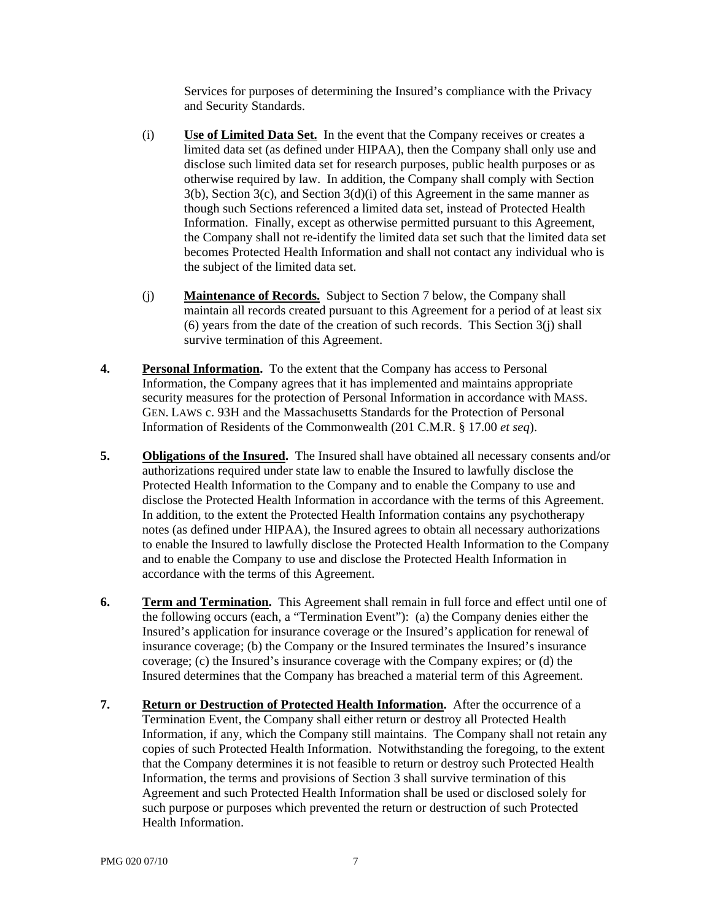Services for purposes of determining the Insured's compliance with the Privacy and Security Standards.

(i) **Use of Limited Data Set.** In the event that the Company receives or creates a limited data set (as defined under HIPAA), then the Company shall only use and disclose such limited data set for research purposes, public health purposes or as otherwise required by law. In addition, the Company shall comply with Section 3(b), Section 3(c), and Section 3(d)(i) of this Agreement in the same manner as though such Sections referenced a limited data set, instead of Protected Health Information. Finally, except as otherwise permitted pursuant to this Agreement, the Company shall not re-identify the limited data set such that the limited data set becomes Protected Health Information and shall not contact any individual who is the subject of the limited data set.

(j) **Maintenance of Records.** Subject to Section 7 below, the Company shall maintain all records created pursuant to this Agreement for a period of at least six (6) years from the date of the creation of such records. This Section 3(j) shall survive termination of this Agreement.

**4. Personal Information.** To the extent that the Company has access to Personal Information, the Company agrees that it has implemented and maintains appropriate security measures for the protection of Personal Information in accordance with MASS. GEN. LAWS c. 93H and the Massachusetts Standards for the Protection of Personal Information of Residents of the Commonwealth (201 C.M.R. § 17.00 *et seq*).

**5. Obligations of the Insured.** The Insured shall have obtained all necessary consents and/or authorizations required under state law to enable the Insured to lawfully disclose the Protected Health Information to the Company and to enable the Company to use and disclose the Protected Health Information in accordance with the terms of this Agreement. In addition, to the extent the Protected Health Information contains any psychotherapy notes (as defined under HIPAA), the Insured agrees to obtain all necessary authorizations to enable the Insured to lawfully disclose the Protected Health Information to the Company and to enable the Company to use and disclose the Protected Health Information in accordance with the terms of this Agreement.

**6. Term and Termination.** This Agreement shall remain in full force and effect until one of the following occurs (each, a "Termination Event"): (a) the Company denies either the Insured's application for insurance coverage or the Insured's application for renewal of insurance coverage; (b) the Company or the Insured terminates the Insured's insurance coverage; (c) the Insured's insurance coverage with the Company expires; or (d) the Insured determines that the Company has breached a material term of this Agreement.

**7. Return or Destruction of Protected Health Information.** After the occurrence of a Termination Event, the Company shall either return or destroy all Protected Health Information, if any, which the Company still maintains. The Company shall not retain any copies of such Protected Health Information. Notwithstanding the foregoing, to the extent that the Company determines it is not feasible to return or destroy such Protected Health Information, the terms and provisions of Section 3 shall survive termination of this Agreement and such Protected Health Information shall be used or disclosed solely for such purpose or purposes which prevented the return or destruction of such Protected Health Information.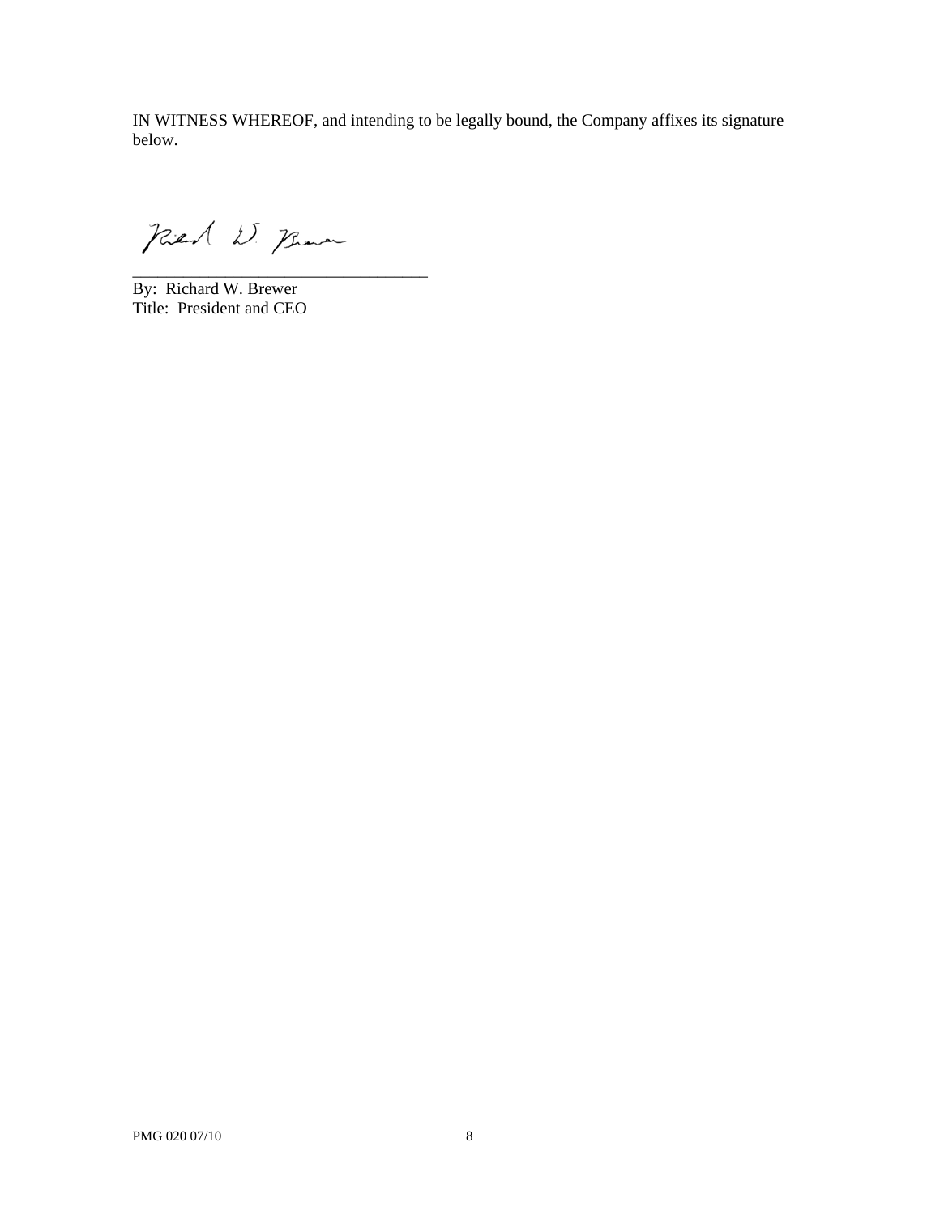IN WITNESS WHEREOF, and intending to be legally bound, the Company affixes its signature below.

\_\_\_\_\_\_\_\_\_\_\_\_\_\_\_\_\_\_\_\_\_\_\_\_\_\_\_\_\_\_\_\_\_\_\_

By: Richard W. Brewer
Title: President and CEO

PMG 020 07/10